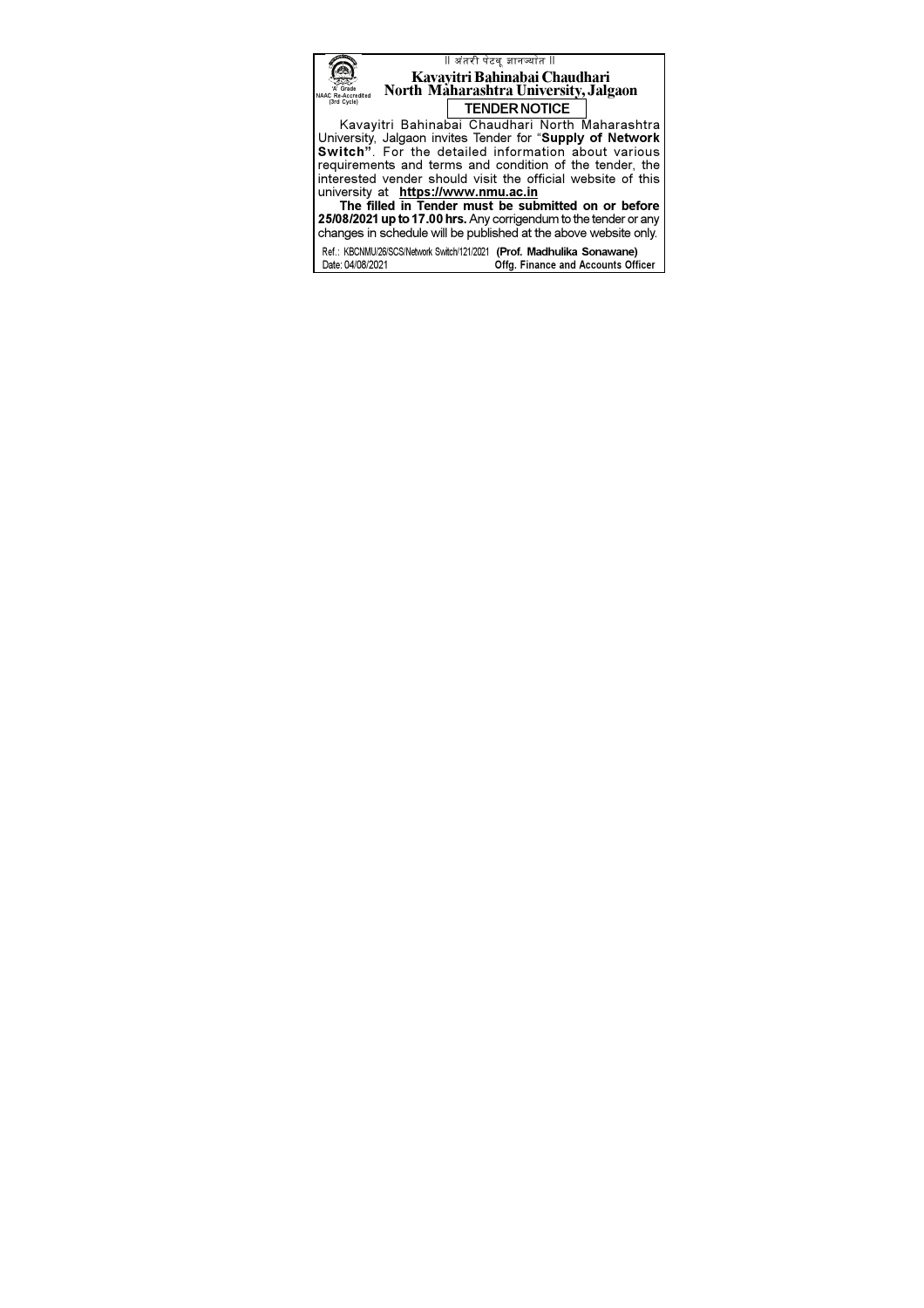|| अंतरी पेटवू ज्ञानज्योत ||

'A' Grade
NAAC Re-Accredited
(3rd Cycle)

# Kavayitri Bahinabai Chaudhari North Maharashtra University, Jalgaon

## TENDER NOTICE

Kavayitri Bahinabai Chaudhari North Maharashtra University, Jalgaon invites Tender for "**Supply of Network Switch"**. For the detailed information about various requirements and terms and condition of the tender, the interested vender should visit the official website of this university at **https://www.nmu.ac.in**

**The filled in Tender must be submitted on or before 25/08/2021 up to 17.00 hrs.** Any corrigendum to the tender or any changes in schedule will be published at the above website only.

Ref.: KBCNMU/26/SCS/Network Switch/121/2021 **(Prof. Madhulika Sonawane)**
Date: 04/08/2021 **Offg. Finance and Accounts Officer**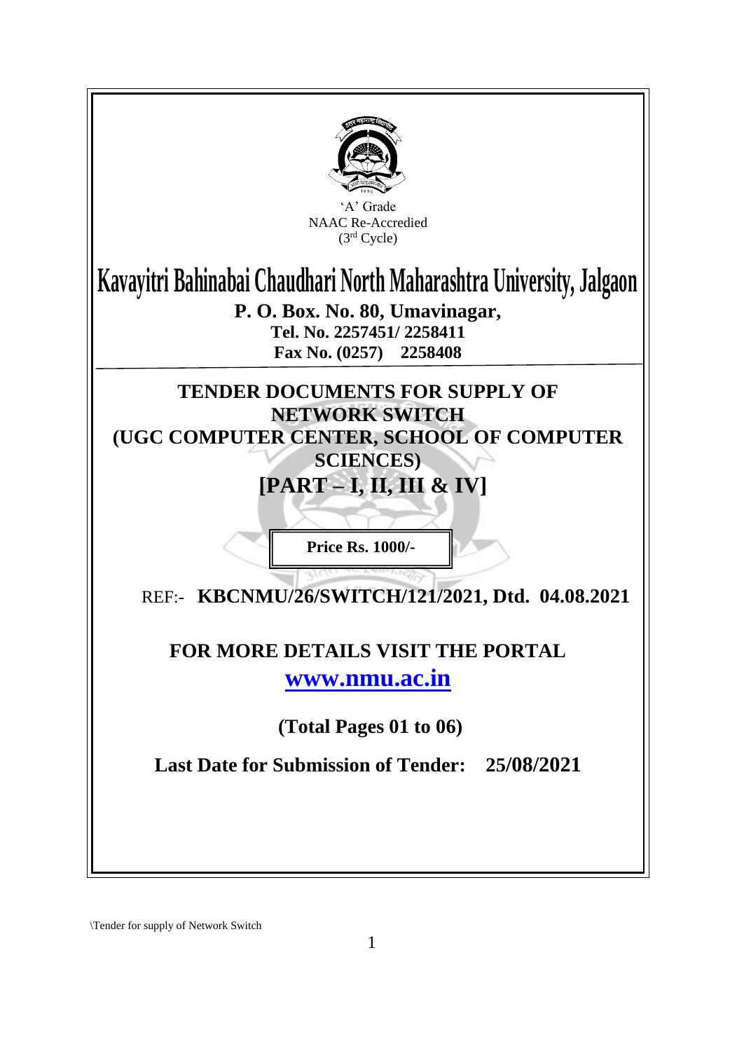'A' Grade
NAAC Re-Accredied
(3rd Cycle)

# Kavayitri Bahinabai Chaudhari North Maharashtra University, Jalgaon

**P. O. Box. No. 80, Umavinagar,**
**Tel. No. 2257451/ 2258411**
**Fax No. (0257) 2258408**

## TENDER DOCUMENTS FOR SUPPLY OF NETWORK SWITCH (UGC COMPUTER CENTER, SCHOOL OF COMPUTER SCIENCES)

## [PART – I, II, III & IV]

**Price Rs. 1000/-**

REF:- **KBCNMU/26/SWITCH/121/2021, Dtd. 04.08.2021**

**FOR MORE DETAILS VISIT THE PORTAL**

**www.nmu.ac.in**

**(Total Pages 01 to 06)**

**Last Date for Submission of Tender: 25/08/2021**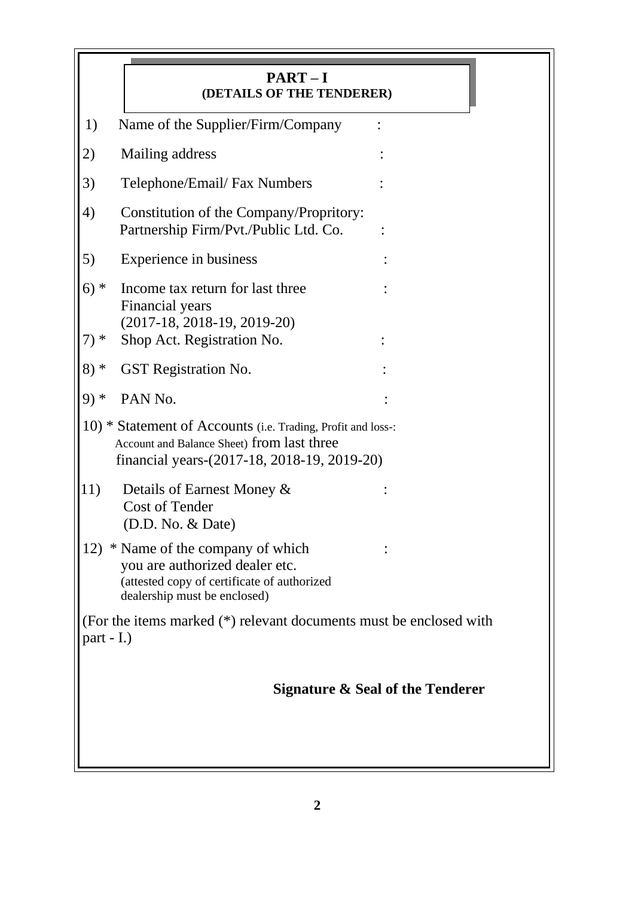## PART – I
### (DETAILS OF THE TENDERER)

1) Name of the Supplier/Firm/Company :

2) Mailing address :

3) Telephone/Email/ Fax Numbers :

4) Constitution of the Company/Propritory: Partnership Firm/Pvt./Public Ltd. Co. :

5) Experience in business :

6) * Income tax return for last three Financial years (2017-18, 2018-19, 2019-20) :

7) * Shop Act. Registration No. :

8) * GST Registration No. :

9) * PAN No. :

10) * Statement of Accounts (i.e. Trading, Profit and loss-: Account and Balance Sheet) from last three financial years-(2017-18, 2018-19, 2019-20)

11) Details of Earnest Money & Cost of Tender (D.D. No. & Date) :

12) * Name of the company of which you are authorized dealer etc. (attested copy of certificate of authorized dealership must be enclosed) :

(For the items marked (*) relevant documents must be enclosed with part - I.)

**Signature & Seal of the Tenderer**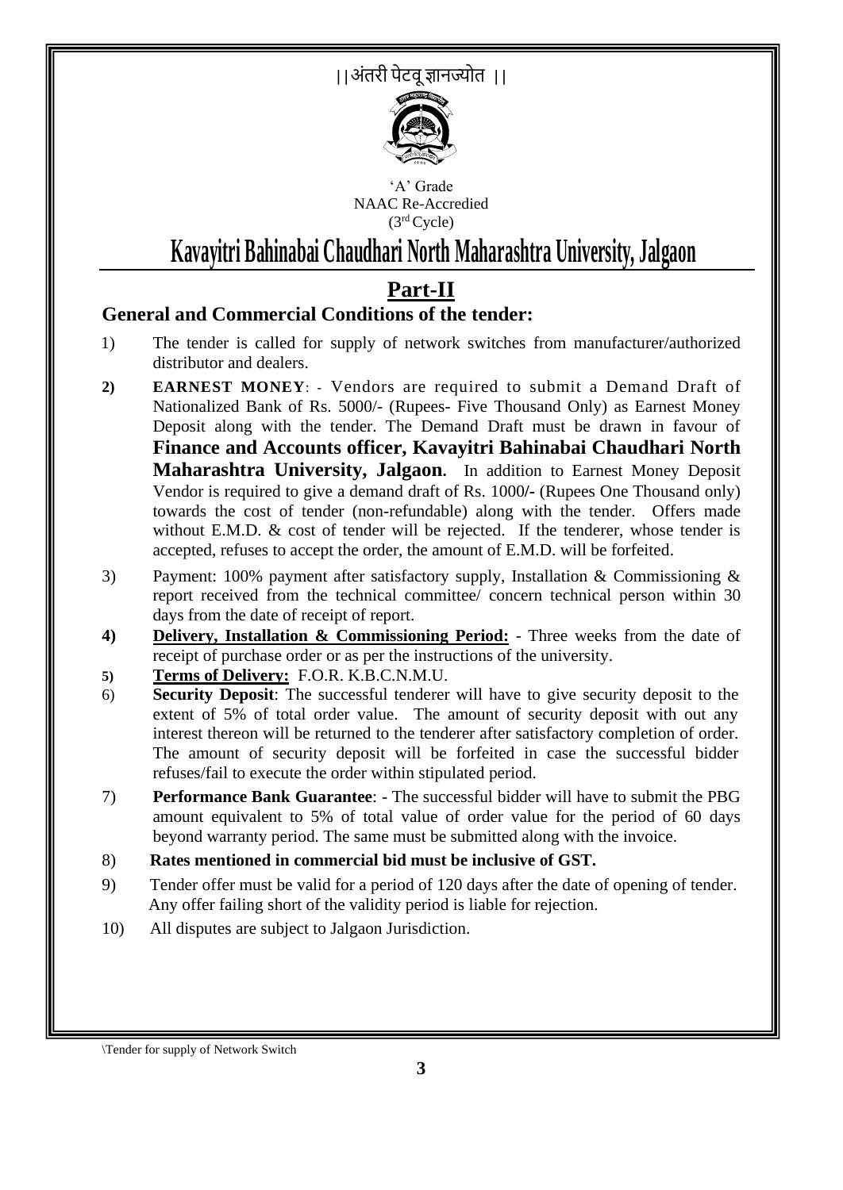||अंतरी पेटवू ज्ञानज्योत ||

'A' Grade
NAAC Re-Accredied
(3rd Cycle)

# Kavayitri Bahinabai Chaudhari North Maharashtra University, Jalgaon

## Part-II

### General and Commercial Conditions of the tender:

1) The tender is called for supply of network switches from manufacturer/authorized distributor and dealers.

2) **EARNEST MONEY**: - Vendors are required to submit a Demand Draft of Nationalized Bank of Rs. 5000/- (Rupees- Five Thousand Only) as Earnest Money Deposit along with the tender. The Demand Draft must be drawn in favour of **Finance and Accounts officer, Kavayitri Bahinabai Chaudhari North Maharashtra University, Jalgaon.** In addition to Earnest Money Deposit Vendor is required to give a demand draft of Rs. 1000/- (Rupees One Thousand only) towards the cost of tender (non-refundable) along with the tender. Offers made without E.M.D. & cost of tender will be rejected. If the tenderer, whose tender is accepted, refuses to accept the order, the amount of E.M.D. will be forfeited.

3) Payment: 100% payment after satisfactory supply, Installation & Commissioning & report received from the technical committee/ concern technical person within 30 days from the date of receipt of report.

4) **Delivery, Installation & Commissioning Period:** - Three weeks from the date of receipt of purchase order or as per the instructions of the university.

5) **Terms of Delivery:** F.O.R. K.B.C.N.M.U.

6) **Security Deposit**: The successful tenderer will have to give security deposit to the extent of 5% of total order value. The amount of security deposit with out any interest thereon will be returned to the tenderer after satisfactory completion of order. The amount of security deposit will be forfeited in case the successful bidder refuses/fail to execute the order within stipulated period.

7) **Performance Bank Guarantee**: - The successful bidder will have to submit the PBG amount equivalent to 5% of total value of order value for the period of 60 days beyond warranty period. The same must be submitted along with the invoice.

8) **Rates mentioned in commercial bid must be inclusive of GST.**

9) Tender offer must be valid for a period of 120 days after the date of opening of tender. Any offer failing short of the validity period is liable for rejection.

10) All disputes are subject to Jalgaon Jurisdiction.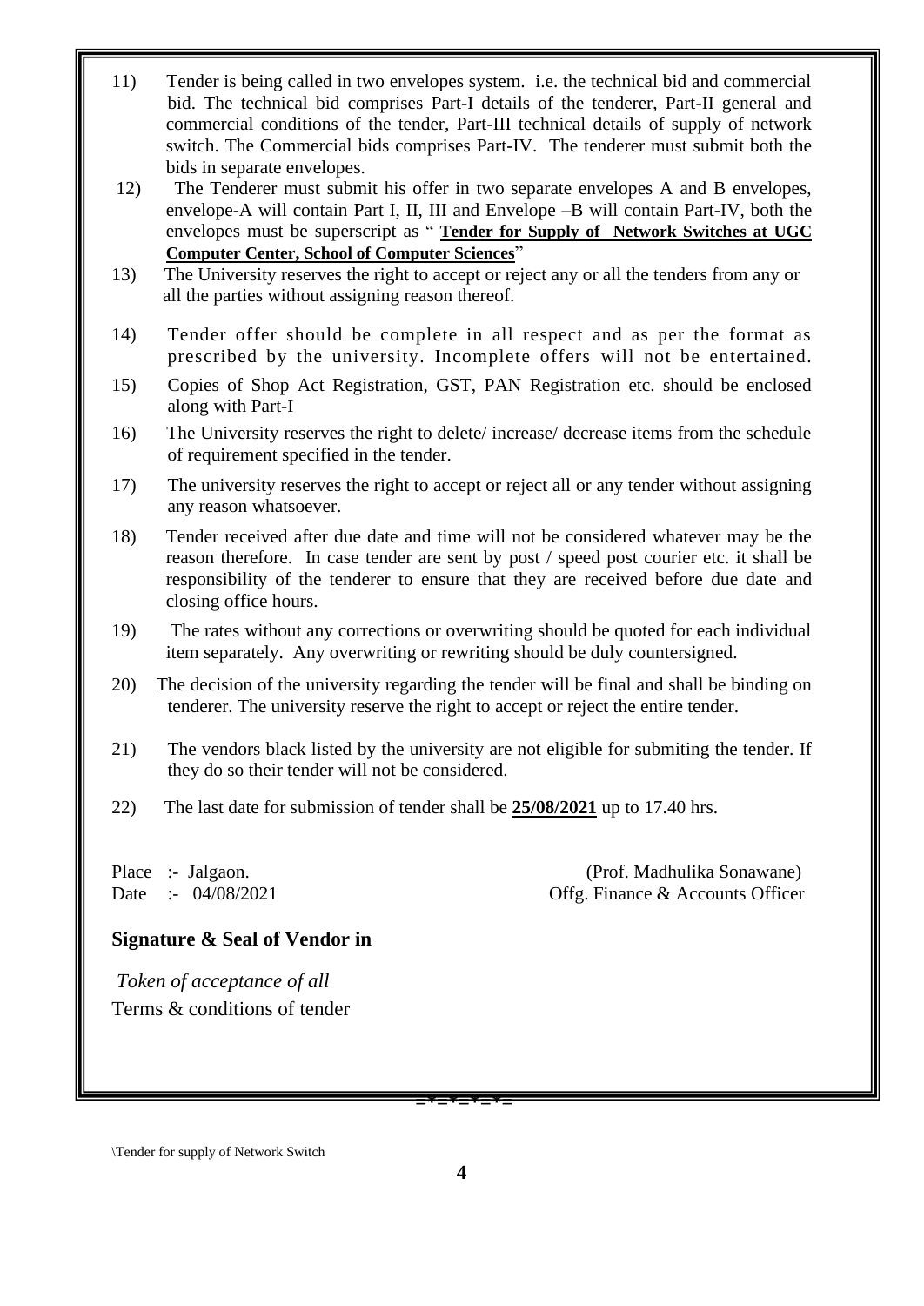11) Tender is being called in two envelopes system. i.e. the technical bid and commercial bid. The technical bid comprises Part-I details of the tenderer, Part-II general and commercial conditions of the tender, Part-III technical details of supply of network switch. The Commercial bids comprises Part-IV. The tenderer must submit both the bids in separate envelopes.

12) The Tenderer must submit his offer in two separate envelopes A and B envelopes, envelope-A will contain Part I, II, III and Envelope –B will contain Part-IV, both the envelopes must be superscript as " **Tender for Supply of Network Switches at UGC Computer Center, School of Computer Sciences**"

13) The University reserves the right to accept or reject any or all the tenders from any or all the parties without assigning reason thereof.

14) Tender offer should be complete in all respect and as per the format as prescribed by the university. Incomplete offers will not be entertained.

15) Copies of Shop Act Registration, GST, PAN Registration etc. should be enclosed along with Part-I

16) The University reserves the right to delete/ increase/ decrease items from the schedule of requirement specified in the tender.

17) The university reserves the right to accept or reject all or any tender without assigning any reason whatsoever.

18) Tender received after due date and time will not be considered whatever may be the reason therefore. In case tender are sent by post / speed post courier etc. it shall be responsibility of the tenderer to ensure that they are received before due date and closing office hours.

19) The rates without any corrections or overwriting should be quoted for each individual item separately. Any overwriting or rewriting should be duly countersigned.

20) The decision of the university regarding the tender will be final and shall be binding on tenderer. The university reserve the right to accept or reject the entire tender.

21) The vendors black listed by the university are not eligible for submiting the tender. If they do so their tender will not be considered.

22) The last date for submission of tender shall be **25/08/2021** up to 17.40 hrs.

Place :- Jalgaon.
Date :- 04/08/2021

(Prof. Madhulika Sonawane)
Offg. Finance & Accounts Officer

**Signature & Seal of Vendor in**

*Token of acceptance of all*
Terms & conditions of tender

=*=*=*=*=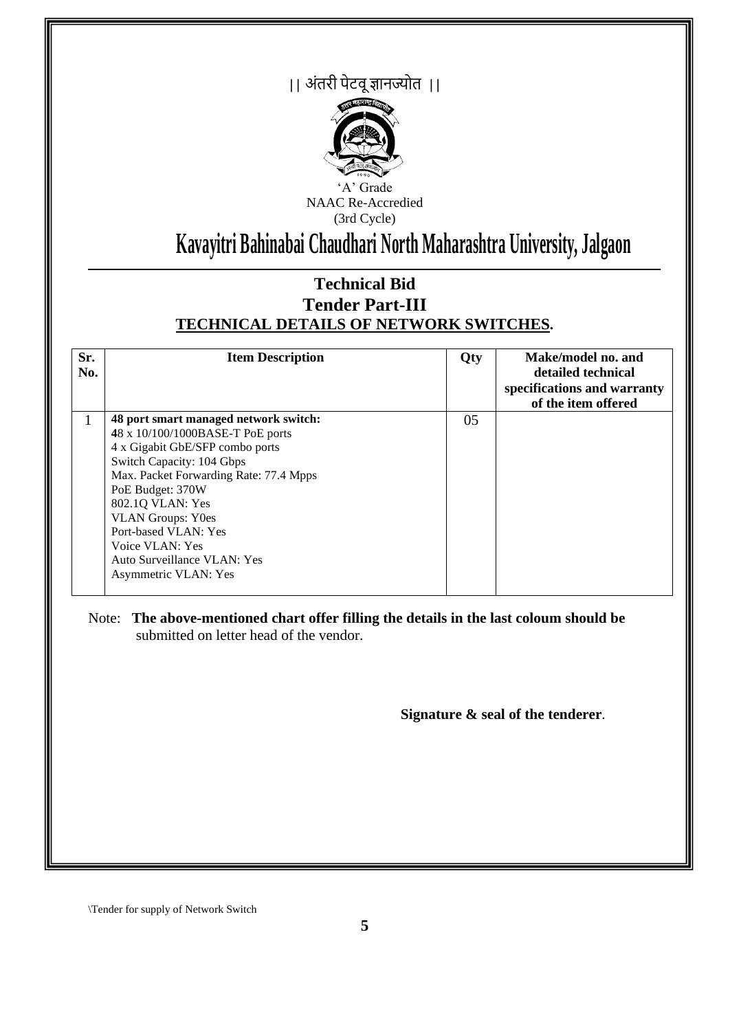|| अंतरी पेटवू ज्ञानज्योत ||

'A' Grade
NAAC Re-Accredied
(3rd Cycle)

# Kavayitri Bahinabai Chaudhari North Maharashtra University, Jalgaon

## Technical Bid
## Tender Part-III
## TECHNICAL DETAILS OF NETWORK SWITCHES.

| Sr. No. | Item Description | Qty | Make/model no. and detailed technical specifications and warranty of the item offered |
|---|---|---|---|
| 1 | **48 port smart managed network switch:**<br>**4**8 x 10/100/1000BASE-T PoE ports<br>4 x Gigabit GbE/SFP combo ports<br>Switch Capacity: 104 Gbps<br>Max. Packet Forwarding Rate: 77.4 Mpps<br>PoE Budget: 370W<br>802.1Q VLAN: Yes<br>VLAN Groups: Y0es<br>Port-based VLAN: Yes<br>Voice VLAN: Yes<br>Auto Surveillance VLAN: Yes<br>Asymmetric VLAN: Yes | 05 | |

Note: **The above-mentioned chart offer filling the details in the last coloum should be** submitted on letter head of the vendor.

**Signature & seal of the tenderer**.

\Tender for supply of Network Switch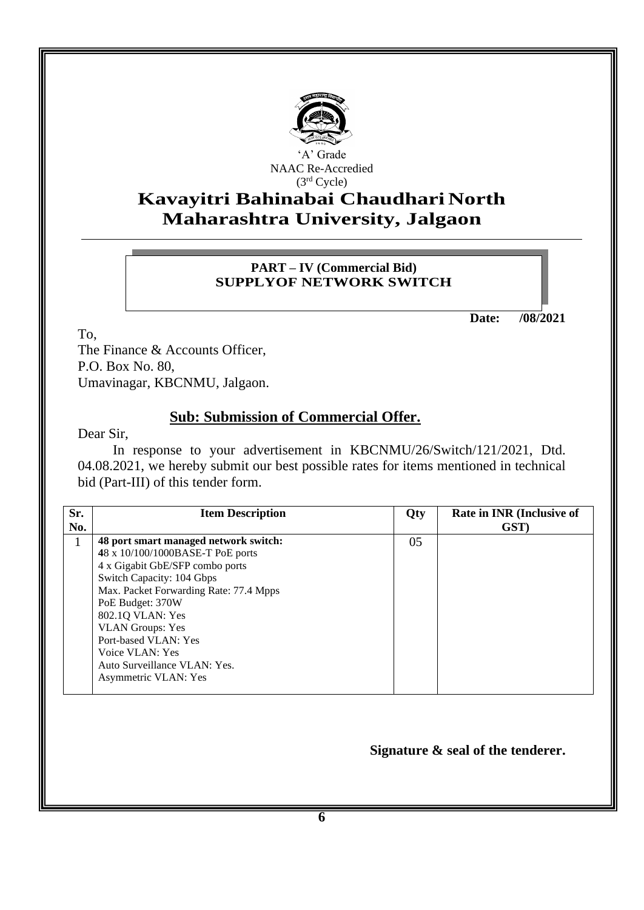'A' Grade
NAAC Re-Accredied
(3rd Cycle)

# Kavayitri Bahinabai Chaudhari North Maharashtra University, Jalgaon

**PART – IV (Commercial Bid)**
**SUPPLYOF NETWORK SWITCH**

**Date: /08/2021**

To,
The Finance & Accounts Officer,
P.O. Box No. 80,
Umavinagar, KBCNMU, Jalgaon.

## Sub: Submission of Commercial Offer.

Dear Sir,

In response to your advertisement in KBCNMU/26/Switch/121/2021, Dtd. 04.08.2021, we hereby submit our best possible rates for items mentioned in technical bid (Part-III) of this tender form.

| Sr. No. | Item Description | Qty | Rate in INR (Inclusive of GST) |
| --- | --- | --- | --- |
| 1 | **48 port smart managed network switch:**<br>48 x 10/100/1000BASE-T PoE ports<br>4 x Gigabit GbE/SFP combo ports<br>Switch Capacity: 104 Gbps<br>Max. Packet Forwarding Rate: 77.4 Mpps<br>PoE Budget: 370W<br>802.1Q VLAN: Yes<br>VLAN Groups: Yes<br>Port-based VLAN: Yes<br>Voice VLAN: Yes<br>Auto Surveillance VLAN: Yes.<br>Asymmetric VLAN: Yes | 05 | |

**Signature & seal of the tenderer.**